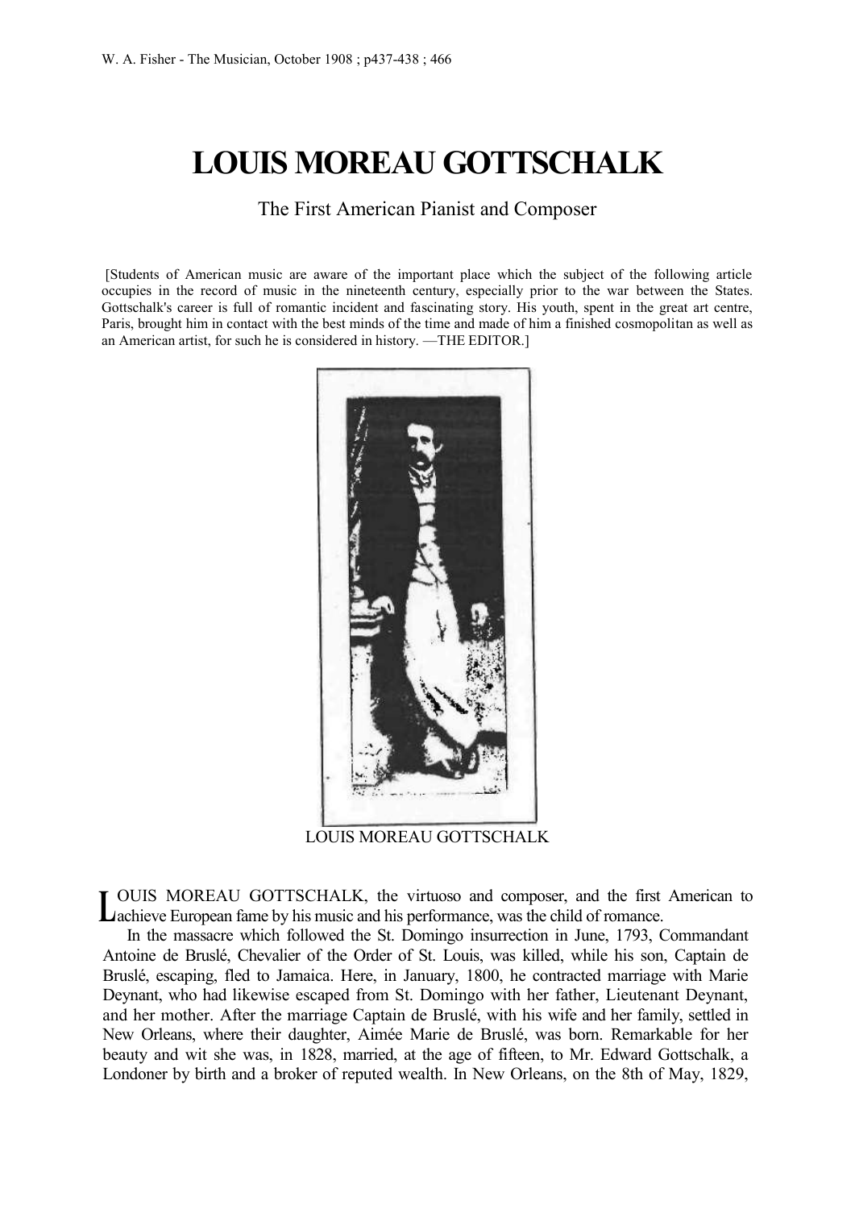W. A. Fisher - The Musician, October 1908 ; p437-438 ; 466

# LOUIS MOREAU GOTTSCHALK

The First American Pianist and Composer

[Students of American music are aware of the important place which the subject of the following article occupies in the record of music in the nineteenth century, especially prior to the war between the States. Gottschalk's career is full of romantic incident and fascinating story. His youth, spent in the great art centre, Paris, brought him in contact with the best minds of the time and made of him a finished cosmopolitan as well as an American artist, for such he is considered in history. —THE EDITOR.]

LOUIS MOREAU GOTTSCHALK

LOUIS MOREAU GOTTSCHALK, the virtuoso and composer, and the first American to achieve European fame by his music and his performance, was the child of romance.

In the massacre which followed the St. Domingo insurrection in June, 1793, Commandant Antoine de Bruslé, Chevalier of the Order of St. Louis, was killed, while his son, Captain de Bruslé, escaping, fled to Jamaica. Here, in January, 1800, he contracted marriage with Marie Deynant, who had likewise escaped from St. Domingo with her father, Lieutenant Deynant, and her mother. After the marriage Captain de Bruslé, with his wife and her family, settled in New Orleans, where their daughter, Aimée Marie de Bruslé, was born. Remarkable for her beauty and wit she was, in 1828, married, at the age of fifteen, to Mr. Edward Gottschalk, a Londoner by birth and a broker of reputed wealth. In New Orleans, on the 8th of May, 1829,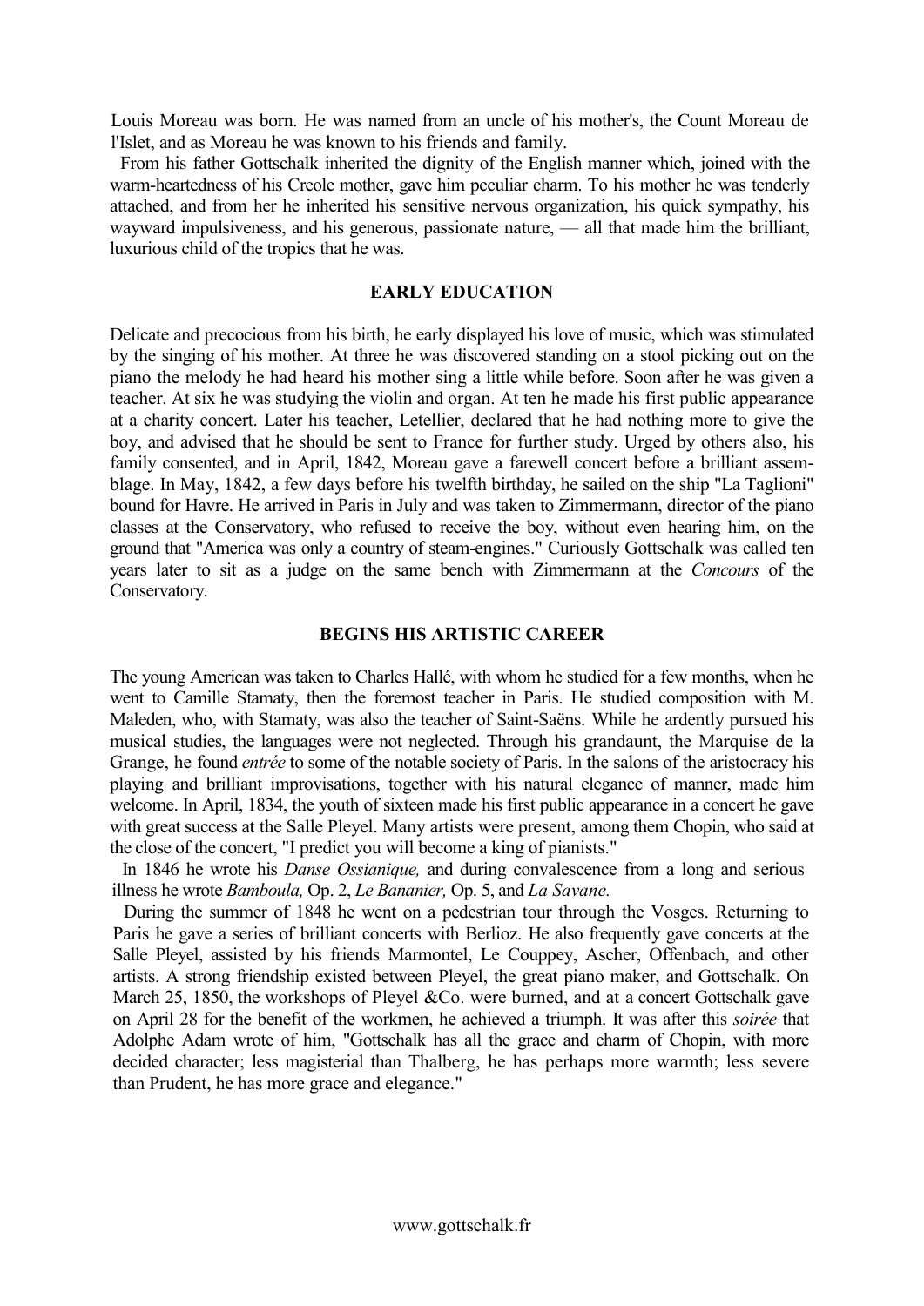Louis Moreau was born. He was named from an uncle of his mother's, the Count Moreau de l'Islet, and as Moreau he was known to his friends and family.

From his father Gottschalk inherited the dignity of the English manner which, joined with the warm-heartedness of his Creole mother, gave him peculiar charm. To his mother he was tenderly attached, and from her he inherited his sensitive nervous organization, his quick sympathy, his wayward impulsiveness, and his generous, passionate nature, — all that made him the brilliant, luxurious child of the tropics that he was.

## EARLY EDUCATION

Delicate and precocious from his birth, he early displayed his love of music, which was stimulated by the singing of his mother. At three he was discovered standing on a stool picking out on the piano the melody he had heard his mother sing a little while before. Soon after he was given a teacher. At six he was studying the violin and organ. At ten he made his first public appearance at a charity concert. Later his teacher, Letellier, declared that he had nothing more to give the boy, and advised that he should be sent to France for further study. Urged by others also, his family consented, and in April, 1842, Moreau gave a farewell concert before a brilliant assemblage. In May, 1842, a few days before his twelfth birthday, he sailed on the ship "La Taglioni" bound for Havre. He arrived in Paris in July and was taken to Zimmermann, director of the piano classes at the Conservatory, who refused to receive the boy, without even hearing him, on the ground that "America was only a country of steam-engines." Curiously Gottschalk was called ten years later to sit as a judge on the same bench with Zimmermann at the *Concours* of the Conservatory.

## BEGINS HIS ARTISTIC CAREER

The young American was taken to Charles Hallé, with whom he studied for a few months, when he went to Camille Stamaty, then the foremost teacher in Paris. He studied composition with M. Maleden, who, with Stamaty, was also the teacher of Saint-Saëns. While he ardently pursued his musical studies, the languages were not neglected. Through his grandaunt, the Marquise de la Grange, he found *entrée* to some of the notable society of Paris. In the salons of the aristocracy his playing and brilliant improvisations, together with his natural elegance of manner, made him welcome. In April, 1834, the youth of sixteen made his first public appearance in a concert he gave with great success at the Salle Pleyel. Many artists were present, among them Chopin, who said at the close of the concert, "I predict you will become a king of pianists."

In 1846 he wrote his *Danse Ossianique,* and during convalescence from a long and serious illness he wrote *Bamboula,* Op. 2, *Le Bananier,* Op. 5, and *La Savane.*

During the summer of 1848 he went on a pedestrian tour through the Vosges. Returning to Paris he gave a series of brilliant concerts with Berlioz. He also frequently gave concerts at the Salle Pleyel, assisted by his friends Marmontel, Le Couppey, Ascher, Offenbach, and other artists. A strong friendship existed between Pleyel, the great piano maker, and Gottschalk. On March 25, 1850, the workshops of Pleyel &Co. were burned, and at a concert Gottschalk gave on April 28 for the benefit of the workmen, he achieved a triumph. It was after this *soirée* that Adolphe Adam wrote of him, "Gottschalk has all the grace and charm of Chopin, with more decided character; less magisterial than Thalberg, he has perhaps more warmth; less severe than Prudent, he has more grace and elegance."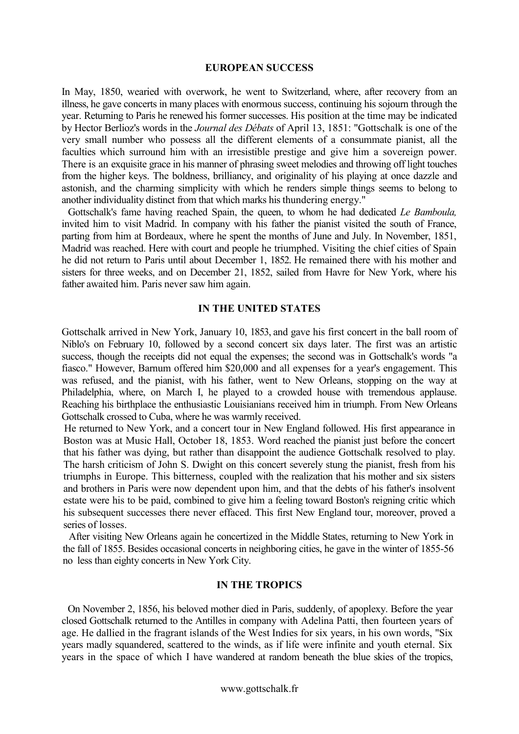## EUROPEAN SUCCESS

In May, 1850, wearied with overwork, he went to Switzerland, where, after recovery from an illness, he gave concerts in many places with enormous success, continuing his sojourn through the year. Returning to Paris he renewed his former successes. His position at the time may be indicated by Hector Berlioz's words in the *Journal des Débats* of April 13, 1851: "Gottschalk is one of the very small number who possess all the different elements of a consummate pianist, all the faculties which surround him with an irresistible prestige and give him a sovereign power. There is an exquisite grace in his manner of phrasing sweet melodies and throwing off light touches from the higher keys. The boldness, brilliancy, and originality of his playing at once dazzle and astonish, and the charming simplicity with which he renders simple things seems to belong to another individuality distinct from that which marks his thundering energy."

Gottschalk's fame having reached Spain, the queen, to whom he had dedicated *Le Bamboula,* invited him to visit Madrid. In company with his father the pianist visited the south of France, parting from him at Bordeaux, where he spent the months of June and July. In November, 1851, Madrid was reached. Here with court and people he triumphed. Visiting the chief cities of Spain he did not return to Paris until about December 1, 1852. He remained there with his mother and sisters for three weeks, and on December 21, 1852, sailed from Havre for New York, where his father awaited him. Paris never saw him again.

## IN THE UNITED STATES

Gottschalk arrived in New York, January 10, 1853, and gave his first concert in the ball room of Niblo's on February 10, followed by a second concert six days later. The first was an artistic success, though the receipts did not equal the expenses; the second was in Gottschalk's words "a fiasco." However, Barnum offered him $20,000 and all expenses for a year's engagement. This was refused, and the pianist, with his father, went to New Orleans, stopping on the way at Philadelphia, where, on March I, he played to a crowded house with tremendous applause. Reaching his birthplace the enthusiastic Louisianians received him in triumph. From New Orleans Gottschalk crossed to Cuba, where he was warmly received.

He returned to New York, and a concert tour in New England followed. His first appearance in Boston was at Music Hall, October 18, 1853. Word reached the pianist just before the concert that his father was dying, but rather than disappoint the audience Gottschalk resolved to play. The harsh criticism of John S. Dwight on this concert severely stung the pianist, fresh from his triumphs in Europe. This bitterness, coupled with the realization that his mother and six sisters and brothers in Paris were now dependent upon him, and that the debts of his father's insolvent estate were his to be paid, combined to give him a feeling toward Boston's reigning critic which his subsequent successes there never effaced. This first New England tour, moreover, proved a series of losses.

After visiting New Orleans again he concertized in the Middle States, returning to New York in the fall of 1855. Besides occasional concerts in neighboring cities, he gave in the winter of 1855-56 no less than eighty concerts in New York City.

## IN THE TROPICS

On November 2, 1856, his beloved mother died in Paris, suddenly, of apoplexy. Before the year closed Gottschalk returned to the Antilles in company with Adelina Patti, then fourteen years of age. He dallied in the fragrant islands of the West Indies for six years, in his own words, "Six years madly squandered, scattered to the winds, as if life were infinite and youth eternal. Six years in the space of which I have wandered at random beneath the blue skies of the tropics,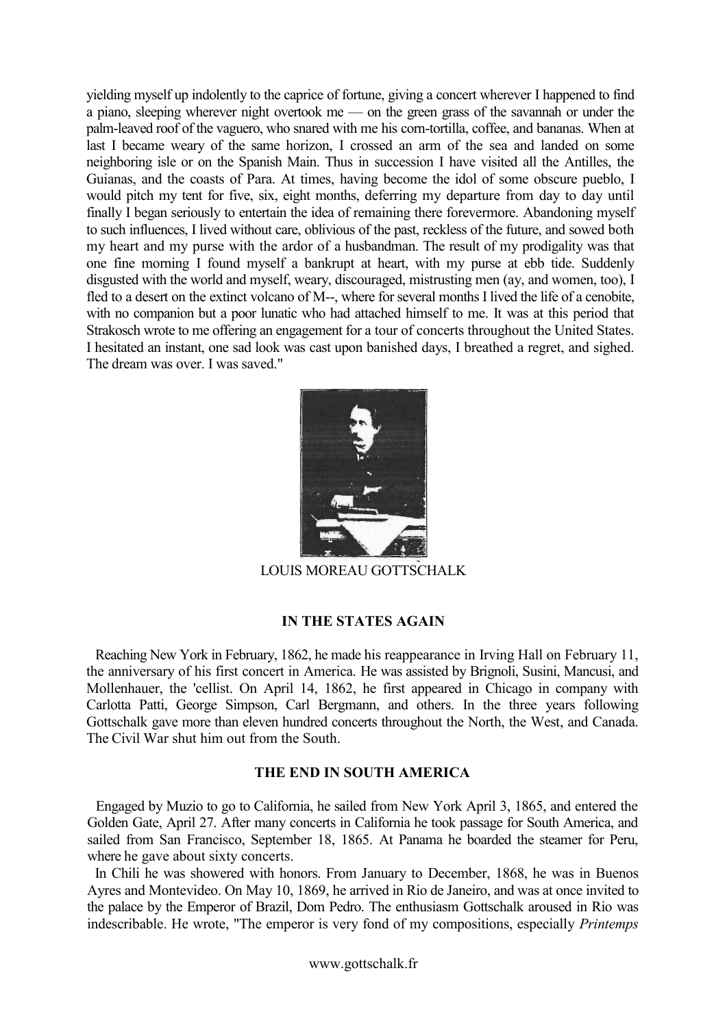yielding myself up indolently to the caprice of fortune, giving a concert wherever I happened to find a piano, sleeping wherever night overtook me — on the green grass of the savannah or under the palm-leaved roof of the vaguero, who snared with me his corn-tortilla, coffee, and bananas. When at last I became weary of the same horizon, I crossed an arm of the sea and landed on some neighboring isle or on the Spanish Main. Thus in succession I have visited all the Antilles, the Guianas, and the coasts of Para. At times, having become the idol of some obscure pueblo, I would pitch my tent for five, six, eight months, deferring my departure from day to day until finally I began seriously to entertain the idea of remaining there forevermore. Abandoning myself to such influences, I lived without care, oblivious of the past, reckless of the future, and sowed both my heart and my purse with the ardor of a husbandman. The result of my prodigality was that one fine morning I found myself a bankrupt at heart, with my purse at ebb tide. Suddenly disgusted with the world and myself, weary, discouraged, mistrusting men (ay, and women, too), I fled to a desert on the extinct volcano of M--, where for several months I lived the life of a cenobite, with no companion but a poor lunatic who had attached himself to me. It was at this period that Strakosch wrote to me offering an engagement for a tour of concerts throughout the United States. I hesitated an instant, one sad look was cast upon banished days, I breathed a regret, and sighed. The dream was over. I was saved."

LOUIS MOREAU GOTTSCHALK

### IN THE STATES AGAIN

Reaching New York in February, 1862, he made his reappearance in Irving Hall on February 11, the anniversary of his first concert in America. He was assisted by Brignoli, Susini, Mancusi, and Mollenhauer, the 'cellist. On April 14, 1862, he first appeared in Chicago in company with Carlotta Patti, George Simpson, Carl Bergmann, and others. In the three years following Gottschalk gave more than eleven hundred concerts throughout the North, the West, and Canada. The Civil War shut him out from the South.

### THE END IN SOUTH AMERICA

Engaged by Muzio to go to California, he sailed from New York April 3, 1865, and entered the Golden Gate, April 27. After many concerts in California he took passage for South America, and sailed from San Francisco, September 18, 1865. At Panama he boarded the steamer for Peru, where he gave about sixty concerts.

In Chili he was showered with honors. From January to December, 1868, he was in Buenos Ayres and Montevideo. On May 10, 1869, he arrived in Rio de Janeiro, and was at once invited to the palace by the Emperor of Brazil, Dom Pedro. The enthusiasm Gottschalk aroused in Rio was indescribable. He wrote, "The emperor is very fond of my compositions, especially *Printemps*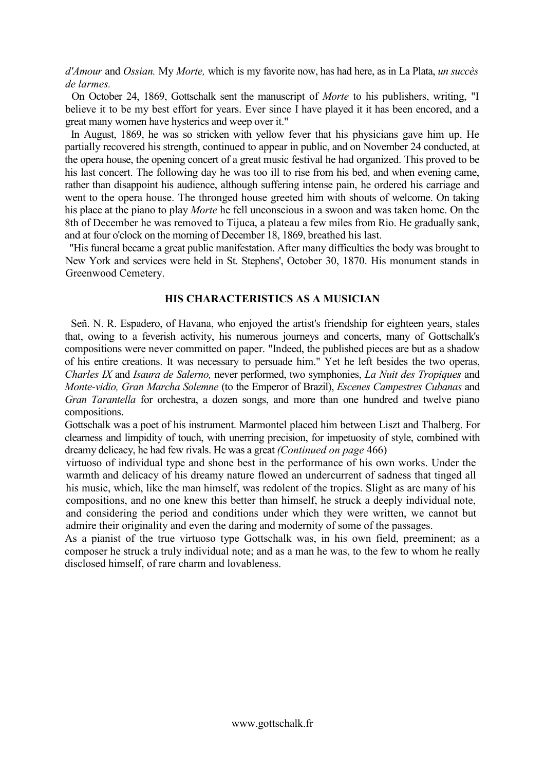*d'Amour* and *Ossian.* My *Morte,* which is my favorite now, has had here, as in La Plata, *un succès de larmes.*

On October 24, 1869, Gottschalk sent the manuscript of *Morte* to his publishers, writing, "I believe it to be my best effort for years. Ever since I have played it it has been encored, and a great many women have hysterics and weep over it."

In August, 1869, he was so stricken with yellow fever that his physicians gave him up. He partially recovered his strength, continued to appear in public, and on November 24 conducted, at the opera house, the opening concert of a great music festival he had organized. This proved to be his last concert. The following day he was too ill to rise from his bed, and when evening came, rather than disappoint his audience, although suffering intense pain, he ordered his carriage and went to the opera house. The thronged house greeted him with shouts of welcome. On taking his place at the piano to play *Morte* he fell unconscious in a swoon and was taken home. On the 8th of December he was removed to Tijuca, a plateau a few miles from Rio. He gradually sank, and at four o'clock on the morning of December 18, 1869, breathed his last.

"His funeral became a great public manifestation. After many difficulties the body was brought to New York and services were held in St. Stephens', October 30, 1870. His monument stands in Greenwood Cemetery.

## HIS CHARACTERISTICS AS A MUSICIAN

Señ. N. R. Espadero, of Havana, who enjoyed the artist's friendship for eighteen years, stales that, owing to a feverish activity, his numerous journeys and concerts, many of Gottschalk's compositions were never committed on paper. "Indeed, the published pieces are but as a shadow of his entire creations. It was necessary to persuade him." Yet he left besides the two operas, *Charles IX* and *Isaura de Salerno,* never performed, two symphonies, *La Nuit des Tropiques* and *Monte-vidio, Gran Marcha Solemne* (to the Emperor of Brazil), *Escenes Campestres Cubanas* and *Gran Tarantella* for orchestra, a dozen songs, and more than one hundred and twelve piano compositions.

Gottschalk was a poet of his instrument. Marmontel placed him between Liszt and Thalberg. For clearness and limpidity of touch, with unerring precision, for impetuosity of style, combined with dreamy delicacy, he had few rivals. He was a great *(Continued on page* 466) virtuoso of individual type and shone best in the performance of his own works. Under the warmth and delicacy of his dreamy nature flowed an undercurrent of sadness that tinged all his music, which, like the man himself, was redolent of the tropics. Slight as are many of his compositions, and no one knew this better than himself, he struck a deeply individual note, and considering the period and conditions under which they were written, we cannot but admire their originality and even the daring and modernity of some of the passages.

As a pianist of the true virtuoso type Gottschalk was, in his own field, preeminent; as a composer he struck a truly individual note; and as a man he was, to the few to whom he really disclosed himself, of rare charm and lovableness.